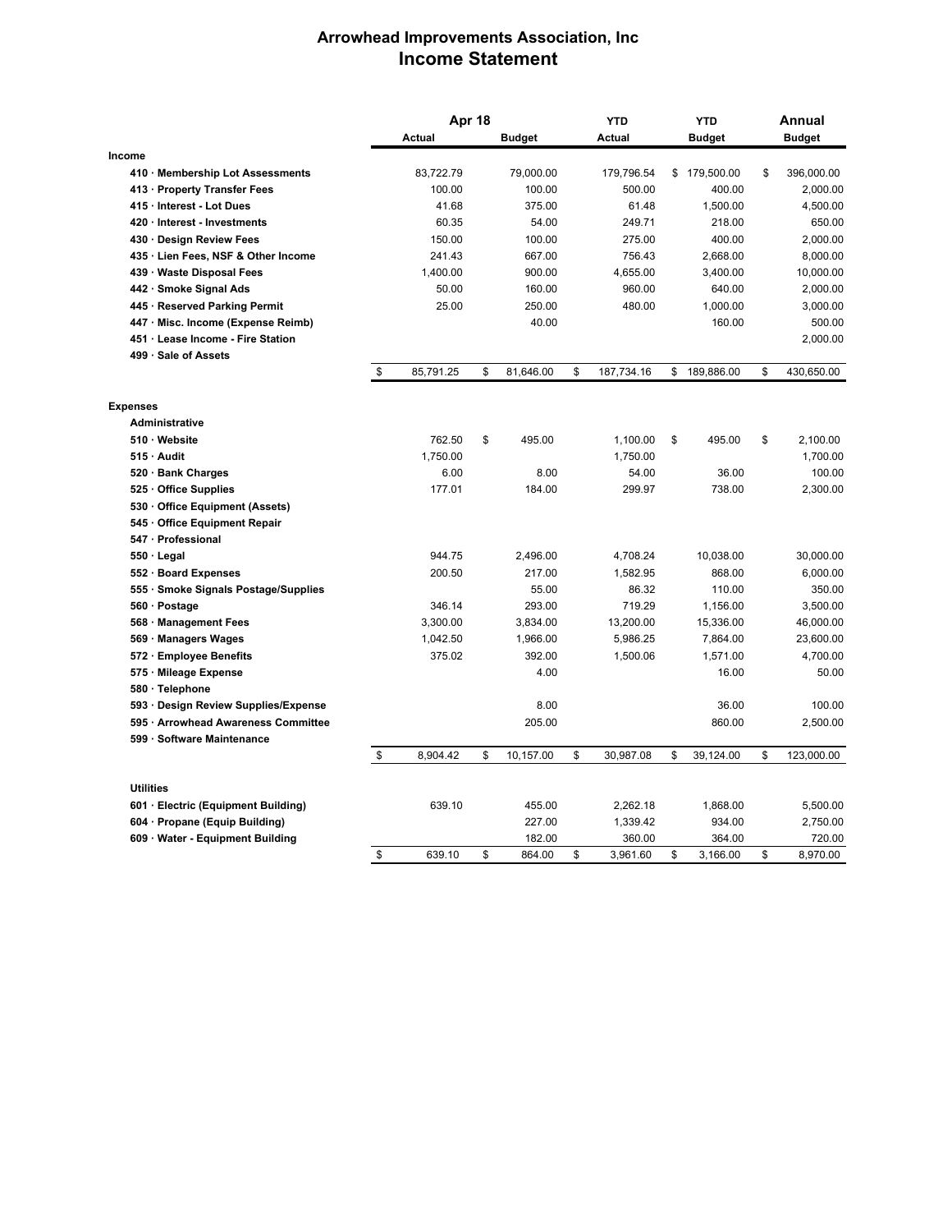# Arrowhead Improvements Association, Inc
## Income Statement

| | Apr 18 Actual | Apr 18 Budget | YTD Actual | YTD Budget | Annual Budget |
|---|---|---|---|---|---|
| **Income** | | | | | |
| 410 · Membership Lot Assessments | 83,722.79 | 79,000.00 | 179,796.54 | $ 179,500.00 | $ 396,000.00 |
| 413 · Property Transfer Fees | 100.00 | 100.00 | 500.00 | 400.00 | 2,000.00 |
| 415 · Interest - Lot Dues | 41.68 | 375.00 | 61.48 | 1,500.00 | 4,500.00 |
| 420 · Interest - Investments | 60.35 | 54.00 | 249.71 | 218.00 | 650.00 |
| 430 · Design Review Fees | 150.00 | 100.00 | 275.00 | 400.00 | 2,000.00 |
| 435 · Lien Fees, NSF & Other Income | 241.43 | 667.00 | 756.43 | 2,668.00 | 8,000.00 |
| 439 · Waste Disposal Fees | 1,400.00 | 900.00 | 4,655.00 | 3,400.00 | 10,000.00 |
| 442 · Smoke Signal Ads | 50.00 | 160.00 | 960.00 | 640.00 | 2,000.00 |
| 445 · Reserved Parking Permit | 25.00 | 250.00 | 480.00 | 1,000.00 | 3,000.00 |
| 447 · Misc. Income (Expense Reimb) | | 40.00 | | 160.00 | 500.00 |
| 451 · Lease Income - Fire Station | | | | | 2,000.00 |
| 499 · Sale of Assets | | | | | |
| | $ 85,791.25 | $ 81,646.00 | $ 187,734.16 | $ 189,886.00 | $ 430,650.00 |
| **Expenses** | | | | | |
| **Administrative** | | | | | |
| 510 · Website | 762.50 | $ 495.00 | 1,100.00 | $ 495.00 | $ 2,100.00 |
| 515 · Audit | 1,750.00 | | 1,750.00 | | 1,700.00 |
| 520 · Bank Charges | 6.00 | 8.00 | 54.00 | 36.00 | 100.00 |
| 525 · Office Supplies | 177.01 | 184.00 | 299.97 | 738.00 | 2,300.00 |
| 530 · Office Equipment (Assets) | | | | | |
| 545 · Office Equipment Repair | | | | | |
| 547 · Professional | | | | | |
| 550 · Legal | 944.75 | 2,496.00 | 4,708.24 | 10,038.00 | 30,000.00 |
| 552 · Board Expenses | 200.50 | 217.00 | 1,582.95 | 868.00 | 6,000.00 |
| 555 · Smoke Signals Postage/Supplies | | 55.00 | 86.32 | 110.00 | 350.00 |
| 560 · Postage | 346.14 | 293.00 | 719.29 | 1,156.00 | 3,500.00 |
| 568 · Management Fees | 3,300.00 | 3,834.00 | 13,200.00 | 15,336.00 | 46,000.00 |
| 569 · Managers Wages | 1,042.50 | 1,966.00 | 5,986.25 | 7,864.00 | 23,600.00 |
| 572 · Employee Benefits | 375.02 | 392.00 | 1,500.06 | 1,571.00 | 4,700.00 |
| 575 · Mileage Expense | | 4.00 | | 16.00 | 50.00 |
| 580 · Telephone | | | | | |
| 593 · Design Review Supplies/Expense | | 8.00 | | 36.00 | 100.00 |
| 595 · Arrowhead Awareness Committee | | 205.00 | | 860.00 | 2,500.00 |
| 599 · Software Maintenance | | | | | |
| | $ 8,904.42 | $ 10,157.00 | $ 30,987.08 | $ 39,124.00 | $ 123,000.00 |
| **Utilities** | | | | | |
| 601 · Electric (Equipment Building) | 639.10 | 455.00 | 2,262.18 | 1,868.00 | 5,500.00 |
| 604 · Propane (Equip Building) | | 227.00 | 1,339.42 | 934.00 | 2,750.00 |
| 609 · Water - Equipment Building | | 182.00 | 360.00 | 364.00 | 720.00 |
| | $ 639.10 | $ 864.00 | $ 3,961.60 | $ 3,166.00 | $ 8,970.00 |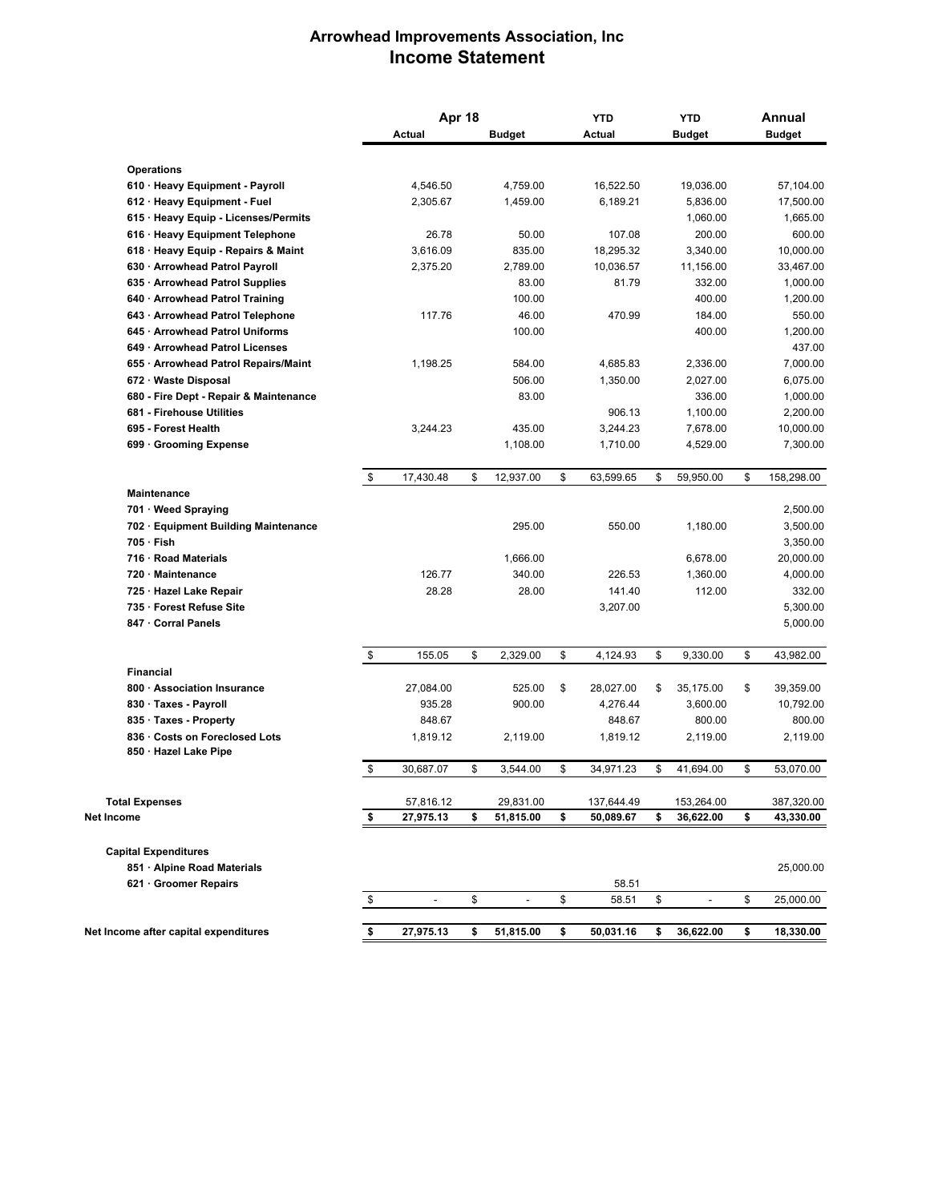# Arrowhead Improvements Association, Inc
## Income Statement

| | Apr 18 Actual | Apr 18 Budget | YTD Actual | YTD Budget | Annual Budget |
|---|---|---|---|---|---|
| **Operations** | | | | | |
| **610 · Heavy Equipment - Payroll** | 4,546.50 | 4,759.00 | 16,522.50 | 19,036.00 | 57,104.00 |
| **612 · Heavy Equipment - Fuel** | 2,305.67 | 1,459.00 | 6,189.21 | 5,836.00 | 17,500.00 |
| **615 · Heavy Equip - Licenses/Permits** | | | | 1,060.00 | 1,665.00 |
| **616 · Heavy Equipment Telephone** | 26.78 | 50.00 | 107.08 | 200.00 | 600.00 |
| **618 · Heavy Equip - Repairs & Maint** | 3,616.09 | 835.00 | 18,295.32 | 3,340.00 | 10,000.00 |
| **630 · Arrowhead Patrol Payroll** | 2,375.20 | 2,789.00 | 10,036.57 | 11,156.00 | 33,467.00 |
| **635 · Arrowhead Patrol Supplies** | | 83.00 | 81.79 | 332.00 | 1,000.00 |
| **640 · Arrowhead Patrol Training** | | 100.00 | | 400.00 | 1,200.00 |
| **643 · Arrowhead Patrol Telephone** | 117.76 | 46.00 | 470.99 | 184.00 | 550.00 |
| **645 · Arrowhead Patrol Uniforms** | | 100.00 | | 400.00 | 1,200.00 |
| **649 · Arrowhead Patrol Licenses** | | | | | 437.00 |
| **655 · Arrowhead Patrol Repairs/Maint** | 1,198.25 | 584.00 | 4,685.83 | 2,336.00 | 7,000.00 |
| **672 · Waste Disposal** | | 506.00 | 1,350.00 | 2,027.00 | 6,075.00 |
| **680 - Fire Dept - Repair & Maintenance** | | 83.00 | | 336.00 | 1,000.00 |
| **681 - Firehouse Utilities** | | | 906.13 | 1,100.00 | 2,200.00 |
| **695 - Forest Health** | 3,244.23 | 435.00 | 3,244.23 | 7,678.00 | 10,000.00 |
| **699 · Grooming Expense** | | 1,108.00 | 1,710.00 | 4,529.00 | 7,300.00 |
| | $ 17,430.48 | $ 12,937.00 | $ 63,599.65 | $ 59,950.00 | $ 158,298.00 |
| **Maintenance** | | | | | |
| **701 · Weed Spraying** | | | | | 2,500.00 |
| **702 · Equipment Building Maintenance** | | 295.00 | 550.00 | 1,180.00 | 3,500.00 |
| **705 · Fish** | | | | | 3,350.00 |
| **716 · Road Materials** | | 1,666.00 | | 6,678.00 | 20,000.00 |
| **720 · Maintenance** | 126.77 | 340.00 | 226.53 | 1,360.00 | 4,000.00 |
| **725 · Hazel Lake Repair** | 28.28 | 28.00 | 141.40 | 112.00 | 332.00 |
| **735 · Forest Refuse Site** | | | 3,207.00 | | 5,300.00 |
| **847 · Corral Panels** | | | | | 5,000.00 |
| | $ 155.05 | $ 2,329.00 | $ 4,124.93 | $ 9,330.00 | $ 43,982.00 |
| **Financial** | | | | | |
| **800 · Association Insurance** | 27,084.00 | 525.00 | $ 28,027.00 | $ 35,175.00 | $ 39,359.00 |
| **830 · Taxes - Payroll** | 935.28 | 900.00 | 4,276.44 | 3,600.00 | 10,792.00 |
| **835 · Taxes - Property** | 848.67 | | 848.67 | 800.00 | 800.00 |
| **836 · Costs on Foreclosed Lots** | 1,819.12 | 2,119.00 | 1,819.12 | 2,119.00 | 2,119.00 |
| **850 · Hazel Lake Pipe** | | | | | |
| | $ 30,687.07 | $ 3,544.00 | $ 34,971.23 | $ 41,694.00 | $ 53,070.00 |
| **Total Expenses** | 57,816.12 | 29,831.00 | 137,644.49 | 153,264.00 | 387,320.00 |
| **Net Income** | **$ 27,975.13** | **$ 51,815.00** | **$ 50,089.67** | **$ 36,622.00** | **$ 43,330.00** |
| **Capital Expenditures** | | | | | |
| **851 · Alpine Road Materials** | | | | | 25,000.00 |
| **621 · Groomer Repairs** | | | 58.51 | | |
| | $ - | $ - | $ 58.51 | $ - | $ 25,000.00 |
| **Net Income after capital expenditures** | **$ 27,975.13** | **$ 51,815.00** | **$ 50,031.16** | **$ 36,622.00** | **$ 18,330.00** |